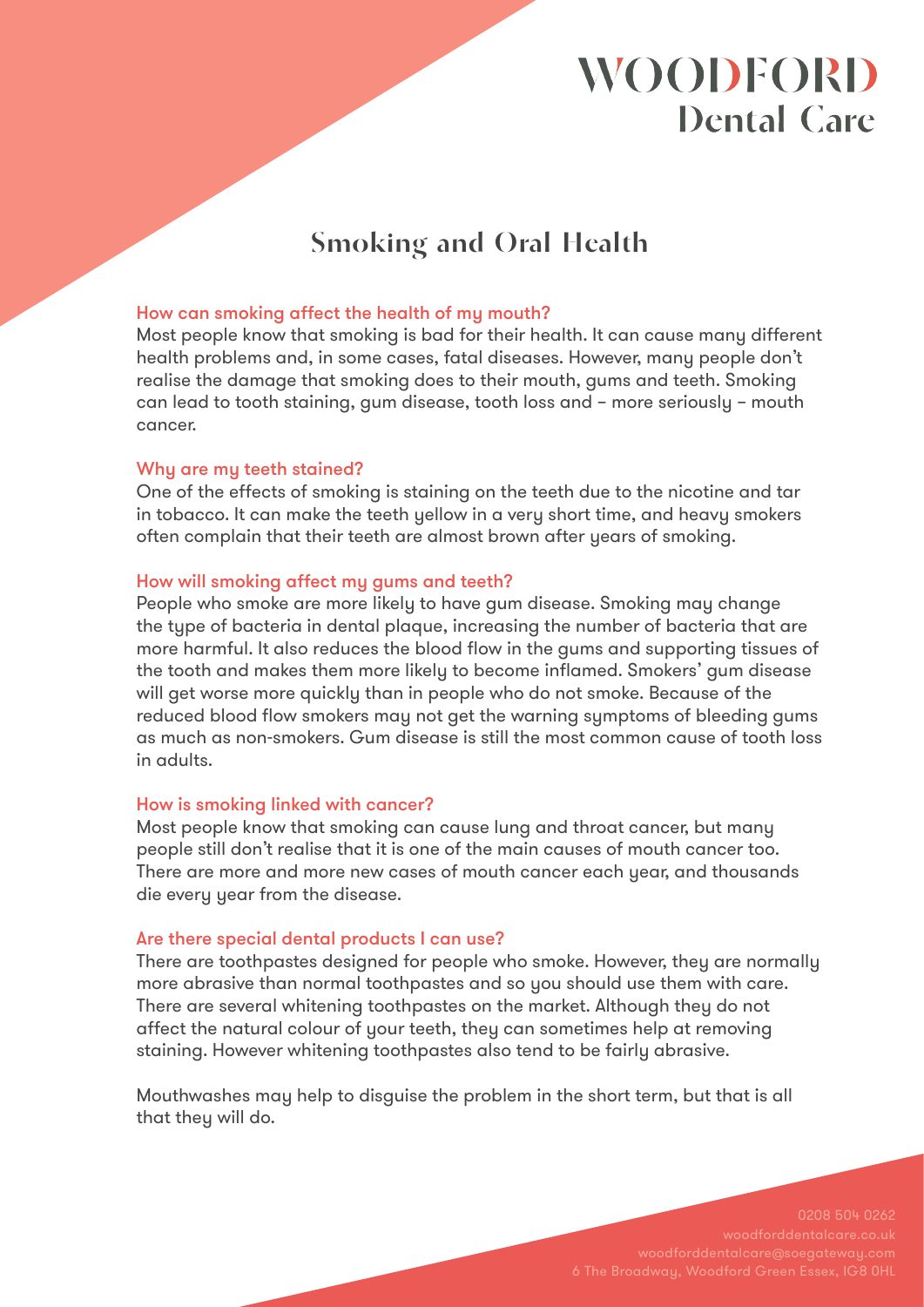# WOODFORD
## Dental Care

# Smoking and Oral Health

### How can smoking affect the health of my mouth?

Most people know that smoking is bad for their health. It can cause many different health problems and, in some cases, fatal diseases. However, many people don't realise the damage that smoking does to their mouth, gums and teeth. Smoking can lead to tooth staining, gum disease, tooth loss and – more seriously – mouth cancer.

### Why are my teeth stained?

One of the effects of smoking is staining on the teeth due to the nicotine and tar in tobacco. It can make the teeth yellow in a very short time, and heavy smokers often complain that their teeth are almost brown after years of smoking.

### How will smoking affect my gums and teeth?

People who smoke are more likely to have gum disease. Smoking may change the type of bacteria in dental plaque, increasing the number of bacteria that are more harmful. It also reduces the blood flow in the gums and supporting tissues of the tooth and makes them more likely to become inflamed. Smokers' gum disease will get worse more quickly than in people who do not smoke. Because of the reduced blood flow smokers may not get the warning symptoms of bleeding gums as much as non-smokers. Gum disease is still the most common cause of tooth loss in adults.

### How is smoking linked with cancer?

Most people know that smoking can cause lung and throat cancer, but many people still don't realise that it is one of the main causes of mouth cancer too. There are more and more new cases of mouth cancer each year, and thousands die every year from the disease.

### Are there special dental products I can use?

There are toothpastes designed for people who smoke. However, they are normally more abrasive than normal toothpastes and so you should use them with care. There are several whitening toothpastes on the market. Although they do not affect the natural colour of your teeth, they can sometimes help at removing staining. However whitening toothpastes also tend to be fairly abrasive.

Mouthwashes may help to disguise the problem in the short term, but that is all that they will do.

0208 504 0262
woodforddentalcare.co.uk
woodforddentalcare@soegateway.com
6 The Broadway, Woodford Green Essex, IG8 0HL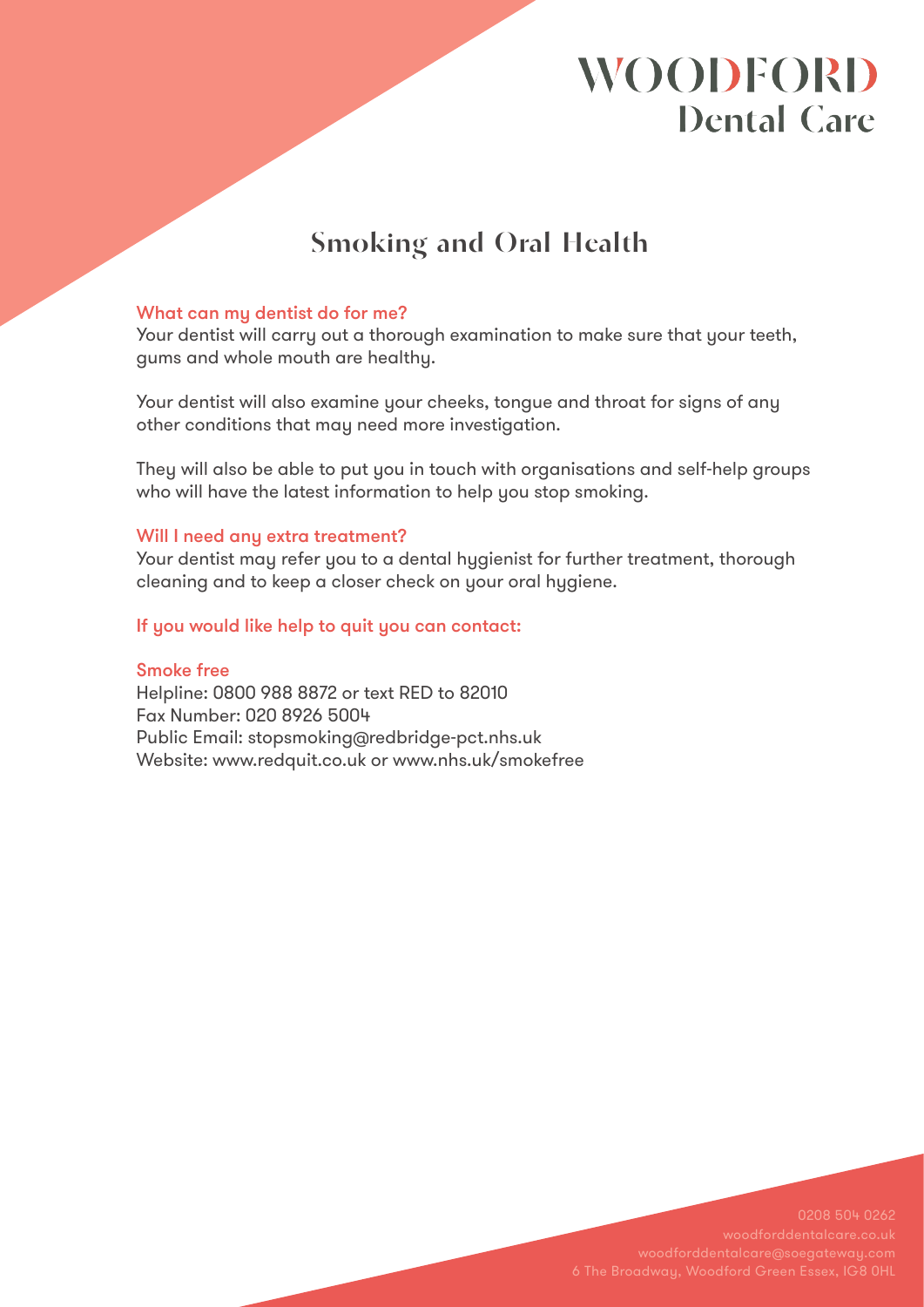# WOODFORD Dental Care

## Smoking and Oral Health

### What can my dentist do for me?

Your dentist will carry out a thorough examination to make sure that your teeth, gums and whole mouth are healthy.

Your dentist will also examine your cheeks, tongue and throat for signs of any other conditions that may need more investigation.

They will also be able to put you in touch with organisations and self-help groups who will have the latest information to help you stop smoking.

### Will I need any extra treatment?

Your dentist may refer you to a dental hygienist for further treatment, thorough cleaning and to keep a closer check on your oral hygiene.

### If you would like help to quit you can contact:

**Smoke free**
Helpline: 0800 988 8872 or text RED to 82010
Fax Number: 020 8926 5004
Public Email: stopsmoking@redbridge-pct.nhs.uk
Website: www.redquit.co.uk or www.nhs.uk/smokefree

0208 504 0262
woodforddentalcare.co.uk
woodforddentalcare@soegateway.com
6 The Broadway, Woodford Green Essex, IG8 0HL